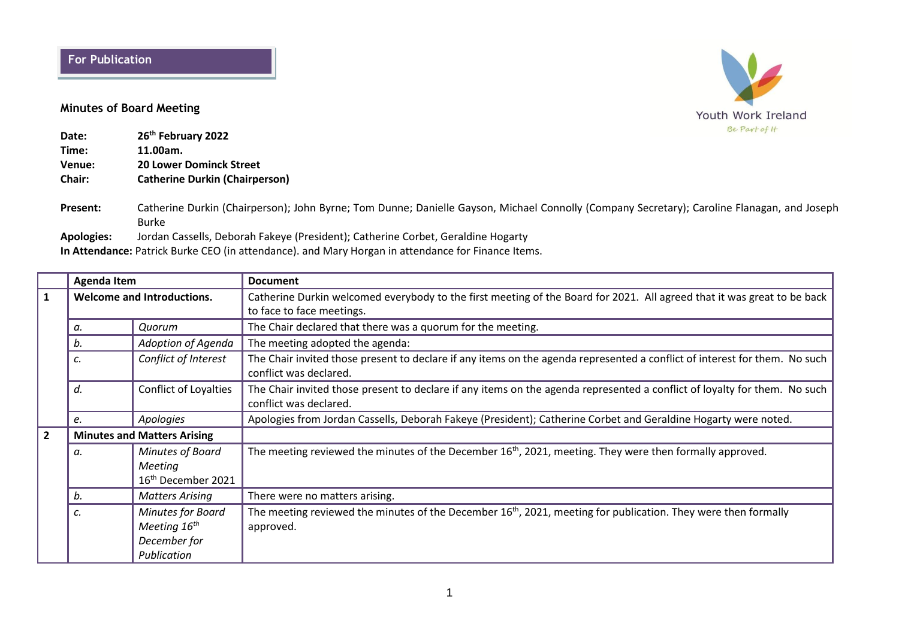**For Publication**

Youth Work Ireland
*Be Part of It*

**Minutes of Board Meeting**

**Date:** **26th February 2022**
**Time:** **11.00am.**
**Venue:** **20 Lower Dominck Street**
**Chair:** **Catherine Durkin (Chairperson)**

**Present:** Catherine Durkin (Chairperson); John Byrne; Tom Dunne; Danielle Gayson, Michael Connolly (Company Secretary); Caroline Flanagan, and Joseph Burke
**Apologies:** Jordan Cassells, Deborah Fakeye (President); Catherine Corbet, Geraldine Hogarty
**In Attendance:** Patrick Burke CEO (in attendance). and Mary Horgan in attendance for Finance Items.

| | Agenda Item | | Document |
|---|---|---|---|
| **1** | **Welcome and Introductions.** | | Catherine Durkin welcomed everybody to the first meeting of the Board for 2021. All agreed that it was great to be back to face to face meetings. |
| | *a.* | *Quorum* | The Chair declared that there was a quorum for the meeting. |
| | *b.* | *Adoption of Agenda* | The meeting adopted the agenda: |
| | *c.* | *Conflict of Interest* | The Chair invited those present to declare if any items on the agenda represented a conflict of interest for them. No such conflict was declared. |
| | *d.* | Conflict of Loyalties | The Chair invited those present to declare if any items on the agenda represented a conflict of loyalty for them. No such conflict was declared. |
| | *e.* | *Apologies* | Apologies from Jordan Cassells, Deborah Fakeye (President); Catherine Corbet and Geraldine Hogarty were noted. |
| **2** | **Minutes and Matters Arising** | | |
| | *a.* | *Minutes of Board Meeting* 16th December 2021 | The meeting reviewed the minutes of the December 16th, 2021, meeting. They were then formally approved. |
| | *b.* | *Matters Arising* | There were no matters arising. |
| | *c.* | *Minutes for Board Meeting 16th December for Publication* | The meeting reviewed the minutes of the December 16th, 2021, meeting for publication. They were then formally approved. |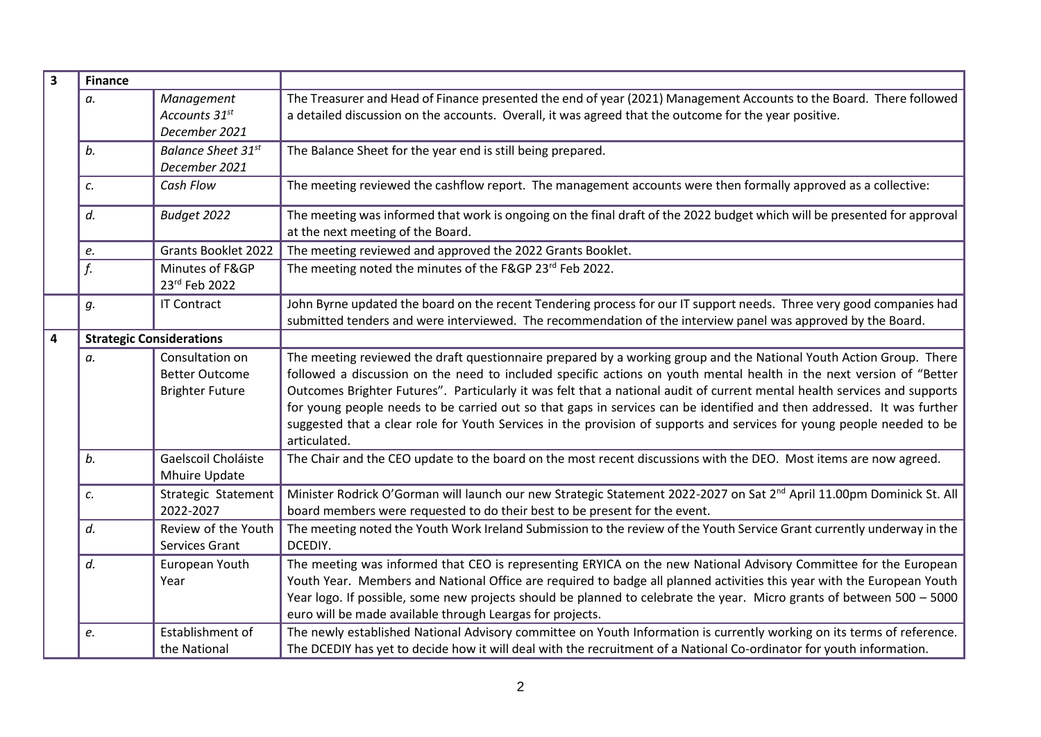| 3 | **Finance** | | |
|---|---|---|---|
| | *a.* | *Management Accounts 31st December 2021* | The Treasurer and Head of Finance presented the end of year (2021) Management Accounts to the Board. There followed a detailed discussion on the accounts. Overall, it was agreed that the outcome for the year positive. |
| | *b.* | *Balance Sheet 31st December 2021* | The Balance Sheet for the year end is still being prepared. |
| | *c.* | *Cash Flow* | The meeting reviewed the cashflow report. The management accounts were then formally approved as a collective: |
| | *d.* | *Budget 2022* | The meeting was informed that work is ongoing on the final draft of the 2022 budget which will be presented for approval at the next meeting of the Board. |
| | *e.* | Grants Booklet 2022 | The meeting reviewed and approved the 2022 Grants Booklet. |
| | *f.* | Minutes of F&GP 23rd Feb 2022 | The meeting noted the minutes of the F&GP 23rd Feb 2022. |
| | *g.* | IT Contract | John Byrne updated the board on the recent Tendering process for our IT support needs. Three very good companies had submitted tenders and were interviewed. The recommendation of the interview panel was approved by the Board. |
| 4 | **Strategic Considerations** | | |
| | *a.* | Consultation on Better Outcome Brighter Future | The meeting reviewed the draft questionnaire prepared by a working group and the National Youth Action Group. There followed a discussion on the need to included specific actions on youth mental health in the next version of "Better Outcomes Brighter Futures". Particularly it was felt that a national audit of current mental health services and supports for young people needs to be carried out so that gaps in services can be identified and then addressed. It was further suggested that a clear role for Youth Services in the provision of supports and services for young people needed to be articulated. |
| | *b.* | Gaelscoil Choláiste Mhuire Update | The Chair and the CEO update to the board on the most recent discussions with the DEO. Most items are now agreed. |
| | *c.* | Strategic Statement 2022-2027 | Minister Rodrick O'Gorman will launch our new Strategic Statement 2022-2027 on Sat 2nd April 11.00pm Dominick St. All board members were requested to do their best to be present for the event. |
| | *d.* | Review of the Youth Services Grant | The meeting noted the Youth Work Ireland Submission to the review of the Youth Service Grant currently underway in the DCEDIY. |
| | *d.* | European Youth Year | The meeting was informed that CEO is representing ERYICA on the new National Advisory Committee for the European Youth Year. Members and National Office are required to badge all planned activities this year with the European Youth Year logo. If possible, some new projects should be planned to celebrate the year. Micro grants of between 500 – 5000 euro will be made available through Leargas for projects. |
| | *e.* | Establishment of the National | The newly established National Advisory committee on Youth Information is currently working on its terms of reference. The DCEDIY has yet to decide how it will deal with the recruitment of a National Co-ordinator for youth information. |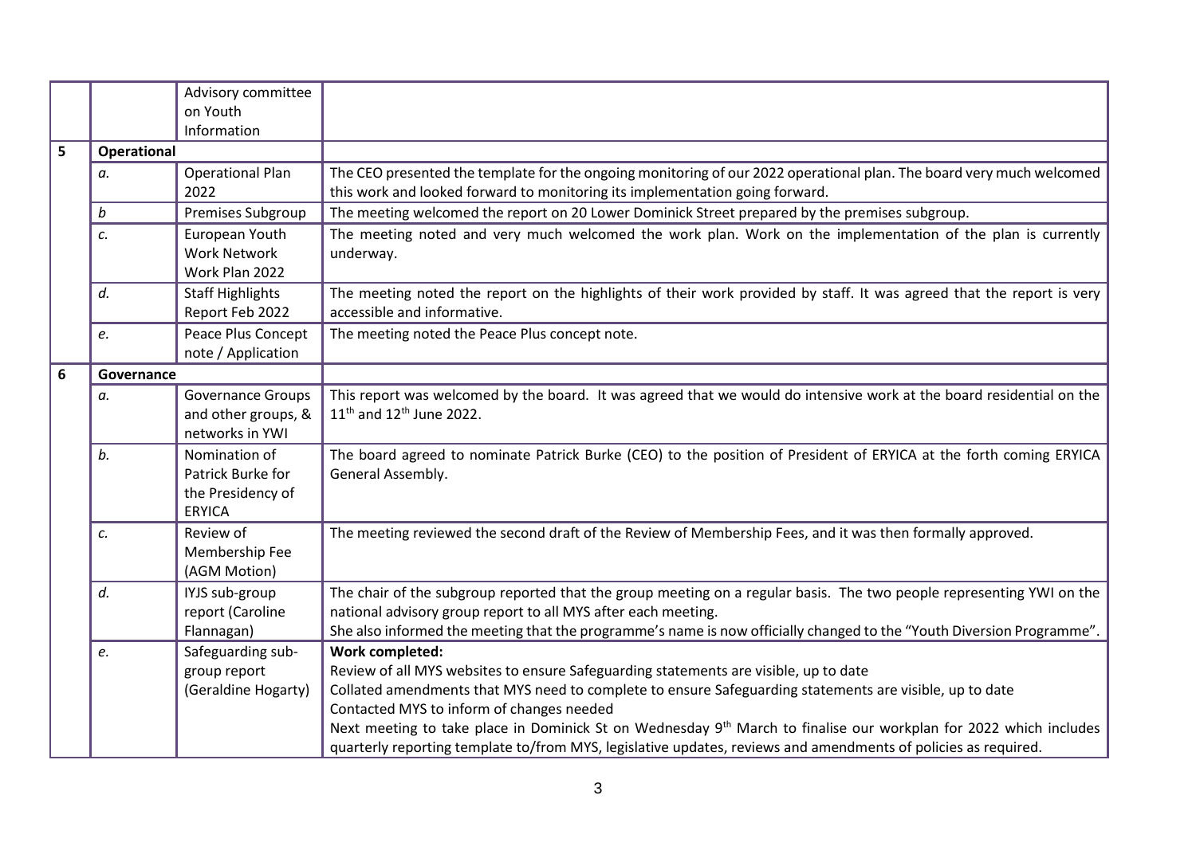| | | | |
|---|---|---|---|
| | | Advisory committee on Youth Information | |
| **5** | **Operational** | | |
| | *a.* | Operational Plan 2022 | The CEO presented the template for the ongoing monitoring of our 2022 operational plan. The board very much welcomed this work and looked forward to monitoring its implementation going forward. |
| | *b* | Premises Subgroup | The meeting welcomed the report on 20 Lower Dominick Street prepared by the premises subgroup. |
| | *c.* | European Youth Work Network Work Plan 2022 | The meeting noted and very much welcomed the work plan. Work on the implementation of the plan is currently underway. |
| | *d.* | Staff Highlights Report Feb 2022 | The meeting noted the report on the highlights of their work provided by staff. It was agreed that the report is very accessible and informative. |
| | *e.* | Peace Plus Concept note / Application | The meeting noted the Peace Plus concept note. |
| **6** | **Governance** | | |
| | *a.* | Governance Groups and other groups, & networks in YWI | This report was welcomed by the board. It was agreed that we would do intensive work at the board residential on the 11th and 12th June 2022. |
| | *b.* | Nomination of Patrick Burke for the Presidency of ERYICA | The board agreed to nominate Patrick Burke (CEO) to the position of President of ERYICA at the forth coming ERYICA General Assembly. |
| | *c.* | Review of Membership Fee (AGM Motion) | The meeting reviewed the second draft of the Review of Membership Fees, and it was then formally approved. |
| | *d.* | IYJS sub-group report (Caroline Flannagan) | The chair of the subgroup reported that the group meeting on a regular basis. The two people representing YWI on the national advisory group report to all MYS after each meeting.<br>She also informed the meeting that the programme's name is now officially changed to the "Youth Diversion Programme". |
| | *e.* | Safeguarding sub-group report (Geraldine Hogarty) | **Work completed:**<br>Review of all MYS websites to ensure Safeguarding statements are visible, up to date<br>Collated amendments that MYS need to complete to ensure Safeguarding statements are visible, up to date<br>Contacted MYS to inform of changes needed<br>Next meeting to take place in Dominick St on Wednesday 9th March to finalise our workplan for 2022 which includes quarterly reporting template to/from MYS, legislative updates, reviews and amendments of policies as required. |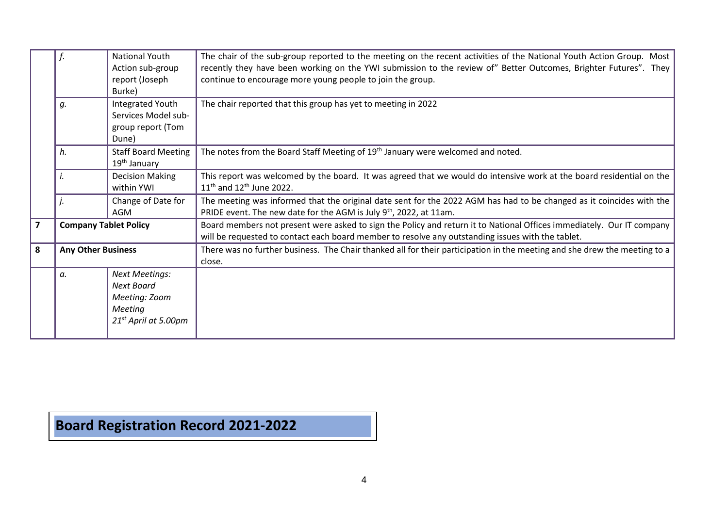| | | | |
|---|---|---|---|
| | *f.* | National Youth Action sub-group report (Joseph Burke) | The chair of the sub-group reported to the meeting on the recent activities of the National Youth Action Group. Most recently they have been working on the YWI submission to the review of" Better Outcomes, Brighter Futures". They continue to encourage more young people to join the group. |
| | *g.* | Integrated Youth Services Model sub-group report (Tom Dune) | The chair reported that this group has yet to meeting in 2022 |
| | *h.* | Staff Board Meeting 19th January | The notes from the Board Staff Meeting of 19th January were welcomed and noted. |
| | *i.* | Decision Making within YWI | This report was welcomed by the board. It was agreed that we would do intensive work at the board residential on the 11th and 12th June 2022. |
| | *j.* | Change of Date for AGM | The meeting was informed that the original date sent for the 2022 AGM has had to be changed as it coincides with the PRIDE event. The new date for the AGM is July 9th, 2022, at 11am. |
| **7** | **Company Tablet Policy** | | Board members not present were asked to sign the Policy and return it to National Offices immediately. Our IT company will be requested to contact each board member to resolve any outstanding issues with the tablet. |
| **8** | **Any Other Business** | | There was no further business. The Chair thanked all for their participation in the meeting and she drew the meeting to a close. |
| | *a.* | *Next Meetings: Next Board Meeting: Zoom Meeting 21st April at 5.00pm* | |

## Board Registration Record 2021-2022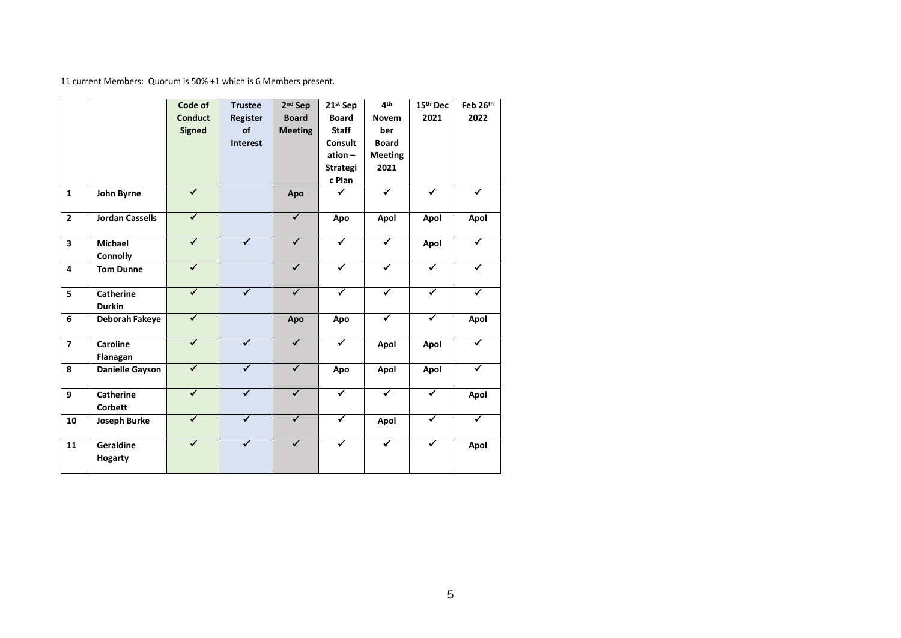11 current Members: Quorum is 50% +1 which is 6 Members present.

| | | Code of Conduct Signed | Trustee Register of Interest | 2nd Sep Board Meeting | 21st Sep Board Staff Consultation – Strategic Plan | 4th November Board Meeting 2021 | 15th Dec 2021 | Feb 26th 2022 |
|---|---|---|---|---|---|---|---|---|
| 1 | John Byrne | ✓ | | Apo | ✓ | ✓ | ✓ | ✓ |
| 2 | Jordan Cassells | ✓ | | ✓ | Apo | Apol | Apol | Apol |
| 3 | Michael Connolly | ✓ | ✓ | ✓ | ✓ | ✓ | Apol | ✓ |
| 4 | Tom Dunne | ✓ | | ✓ | ✓ | ✓ | ✓ | ✓ |
| 5 | Catherine Durkin | ✓ | ✓ | ✓ | ✓ | ✓ | ✓ | ✓ |
| 6 | Deborah Fakeye | ✓ | | Apo | Apo | ✓ | ✓ | Apol |
| 7 | Caroline Flanagan | ✓ | ✓ | ✓ | ✓ | Apol | Apol | ✓ |
| 8 | Danielle Gayson | ✓ | ✓ | ✓ | Apo | Apol | Apol | ✓ |
| 9 | Catherine Corbett | ✓ | ✓ | ✓ | ✓ | ✓ | ✓ | Apol |
| 10 | Joseph Burke | ✓ | ✓ | ✓ | ✓ | Apol | ✓ | ✓ |
| 11 | Geraldine Hogarty | ✓ | ✓ | ✓ | ✓ | ✓ | ✓ | Apol |